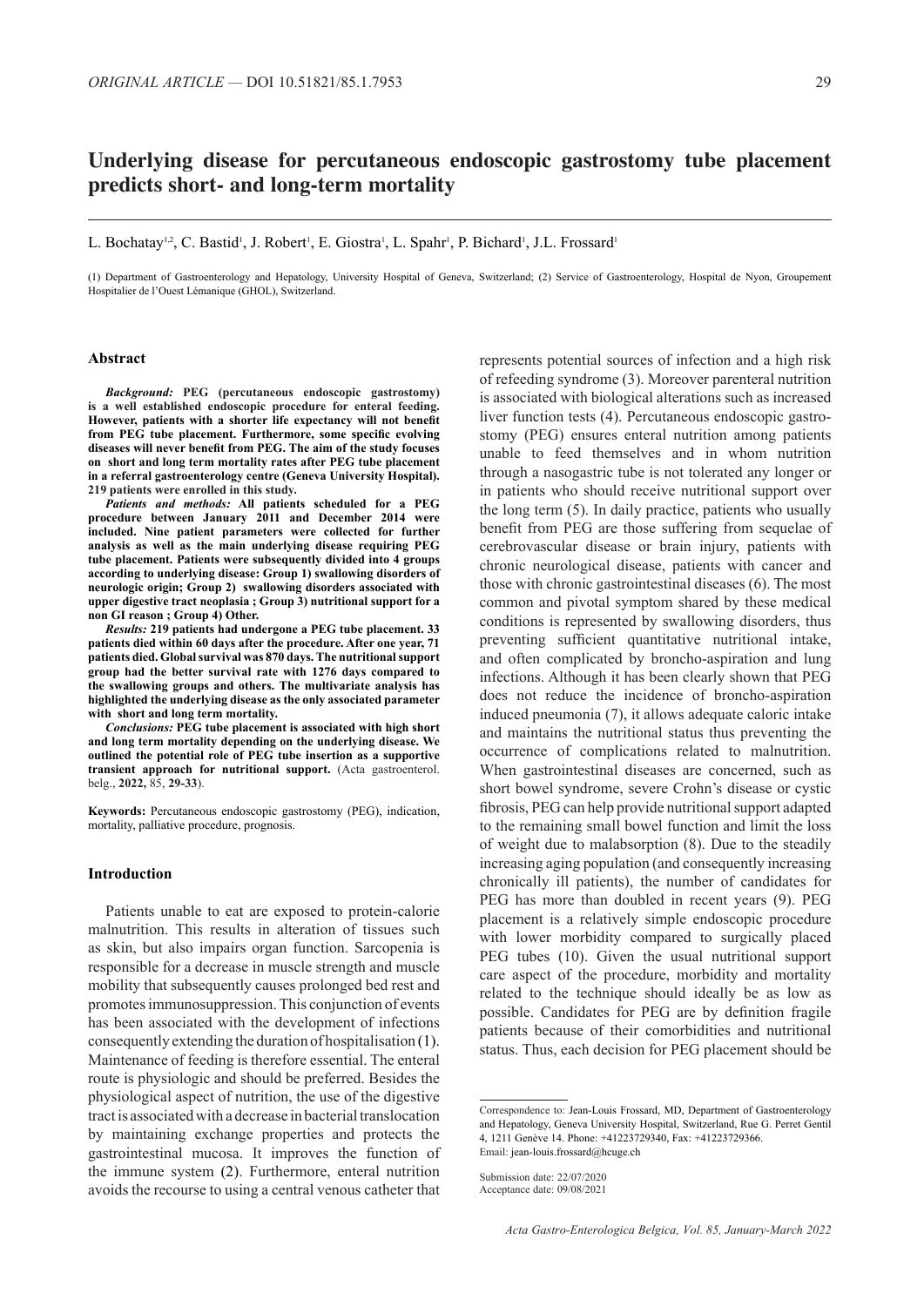# Underlying disease for percutaneous endoscopic gastrostomy tube placement predicts short- and long-term mortality

L. Bochatay[1,2], C. Bastid[1], J. Robert[1], E. Giostra[1], L. Spahr[1], P. Bichard[1], J.L. Frossard[1]

(1) Department of Gastroenterology and Hepatology, University Hospital of Geneva, Switzerland; (2) Service of Gastroenterology, Hospital de Nyon, Groupement Hospitalier de l'Ouest Lémanique (GHOL), Switzerland.

## Abstract

***Background:*** **PEG (percutaneous endoscopic gastrostomy) is a well established endoscopic procedure for enteral feeding. However, patients with a shorter life expectancy will not benefit from PEG tube placement. Furthermore, some specific evolving diseases will never benefit from PEG. The aim of the study focuses on short and long term mortality rates after PEG tube placement in a referral gastroenterology centre (Geneva University Hospital). 219 patients were enrolled in this study.**

***Patients and methods:*** **All patients scheduled for a PEG procedure between January 2011 and December 2014 were included. Nine patient parameters were collected for further analysis as well as the main underlying disease requiring PEG tube placement. Patients were subsequently divided into 4 groups according to underlying disease: Group 1) swallowing disorders of neurologic origin; Group 2) swallowing disorders associated with upper digestive tract neoplasia ; Group 3) nutritional support for a non GI reason ; Group 4) Other.**

***Results:*** **219 patients had undergone a PEG tube placement. 33 patients died within 60 days after the procedure. After one year, 71 patients died. Global survival was 870 days. The nutritional support group had the better survival rate with 1276 days compared to the swallowing groups and others. The multivariate analysis has highlighted the underlying disease as the only associated parameter with short and long term mortality.**

***Conclusions:*** **PEG tube placement is associated with high short and long term mortality depending on the underlying disease. We outlined the potential role of PEG tube insertion as a supportive transient approach for nutritional support.** (Acta gastroenterol. belg., **2022,** 85, **29-33**).

**Keywords:** Percutaneous endoscopic gastrostomy (PEG), indication, mortality, palliative procedure, prognosis.

## Introduction

Patients unable to eat are exposed to protein-calorie malnutrition. This results in alteration of tissues such as skin, but also impairs organ function. Sarcopenia is responsible for a decrease in muscle strength and muscle mobility that subsequently causes prolonged bed rest and promotes immunosuppression. This conjunction of events has been associated with the development of infections consequently extending the duration of hospitalisation (1). Maintenance of feeding is therefore essential. The enteral route is physiologic and should be preferred. Besides the physiological aspect of nutrition, the use of the digestive tract is associated with a decrease in bacterial translocation by maintaining exchange properties and protects the gastrointestinal mucosa. It improves the function of the immune system (2). Furthermore, enteral nutrition avoids the recourse to using a central venous catheter that represents potential sources of infection and a high risk of refeeding syndrome (3). Moreover parenteral nutrition is associated with biological alterations such as increased liver function tests (4). Percutaneous endoscopic gastrostomy (PEG) ensures enteral nutrition among patients unable to feed themselves and in whom nutrition through a nasogastric tube is not tolerated any longer or in patients who should receive nutritional support over the long term (5). In daily practice, patients who usually benefit from PEG are those suffering from sequelae of cerebrovascular disease or brain injury, patients with chronic neurological disease, patients with cancer and those with chronic gastrointestinal diseases (6). The most common and pivotal symptom shared by these medical conditions is represented by swallowing disorders, thus preventing sufficient quantitative nutritional intake, and often complicated by broncho-aspiration and lung infections. Although it has been clearly shown that PEG does not reduce the incidence of broncho-aspiration induced pneumonia (7), it allows adequate caloric intake and maintains the nutritional status thus preventing the occurrence of complications related to malnutrition. When gastrointestinal diseases are concerned, such as short bowel syndrome, severe Crohn's disease or cystic fibrosis, PEG can help provide nutritional support adapted to the remaining small bowel function and limit the loss of weight due to malabsorption (8). Due to the steadily increasing aging population (and consequently increasing chronically ill patients), the number of candidates for PEG has more than doubled in recent years (9). PEG placement is a relatively simple endoscopic procedure with lower morbidity compared to surgically placed PEG tubes (10). Given the usual nutritional support care aspect of the procedure, morbidity and mortality related to the technique should ideally be as low as possible. Candidates for PEG are by definition fragile patients because of their comorbidities and nutritional status. Thus, each decision for PEG placement should be

Correspondence to: Jean-Louis Frossard, MD, Department of Gastroenterology and Hepatology, Geneva University Hospital, Switzerland, Rue G. Perret Gentil 4, 1211 Genève 14. Phone: +41223729340, Fax: +41223729366.
Email: jean-louis.frossard@hcuge.ch

Submission date: 22/07/2020
Acceptance date: 09/08/2021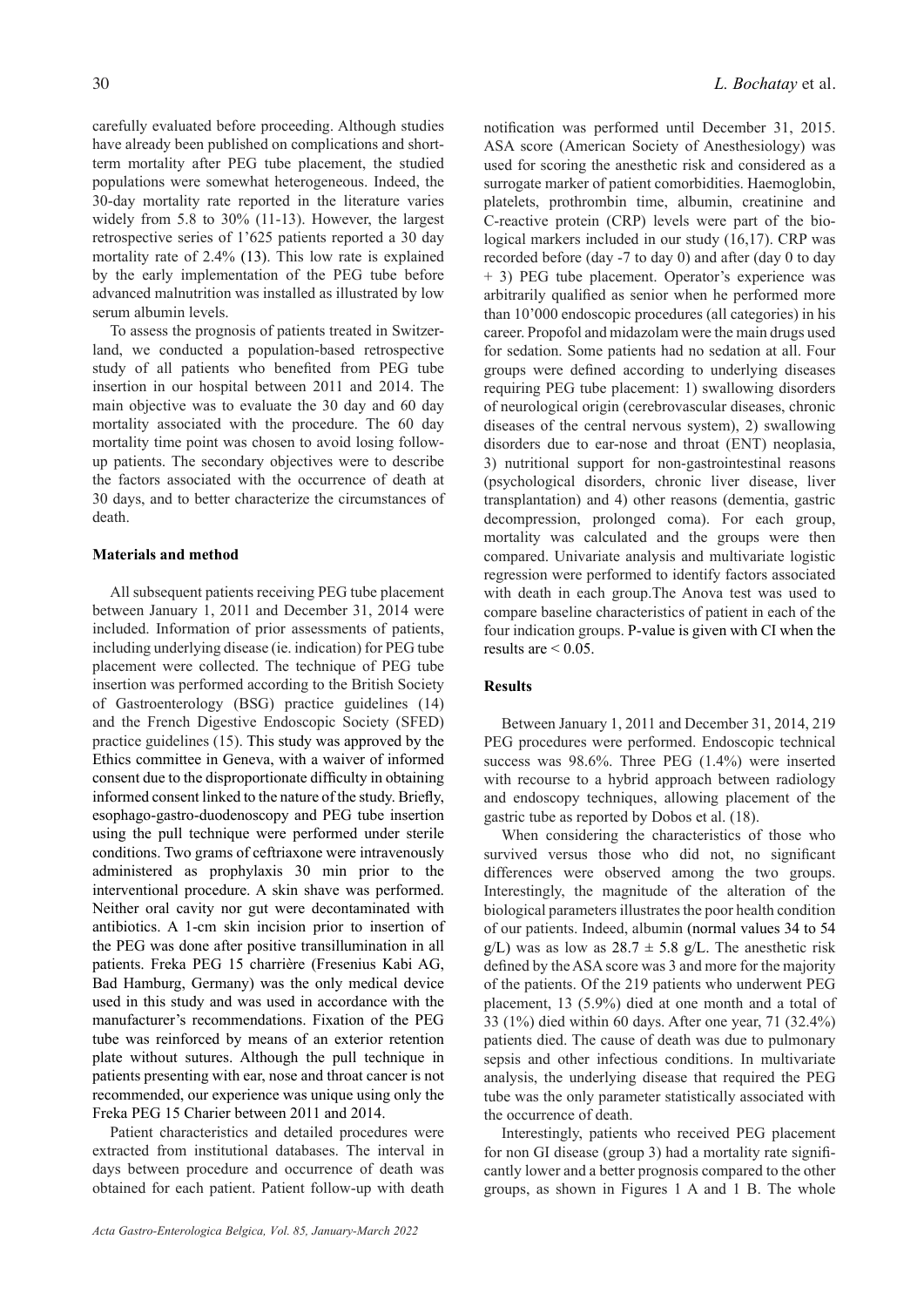carefully evaluated before proceeding. Although studies have already been published on complications and short-term mortality after PEG tube placement, the studied populations were somewhat heterogeneous. Indeed, the 30-day mortality rate reported in the literature varies widely from 5.8 to 30% (11-13). However, the largest retrospective series of 1'625 patients reported a 30 day mortality rate of 2.4% (13). This low rate is explained by the early implementation of the PEG tube before advanced malnutrition was installed as illustrated by low serum albumin levels.

To assess the prognosis of patients treated in Switzerland, we conducted a population-based retrospective study of all patients who benefited from PEG tube insertion in our hospital between 2011 and 2014. The main objective was to evaluate the 30 day and 60 day mortality associated with the procedure. The 60 day mortality time point was chosen to avoid losing follow-up patients. The secondary objectives were to describe the factors associated with the occurrence of death at 30 days, and to better characterize the circumstances of death.

## Materials and method

All subsequent patients receiving PEG tube placement between January 1, 2011 and December 31, 2014 were included. Information of prior assessments of patients, including underlying disease (ie. indication) for PEG tube placement were collected. The technique of PEG tube insertion was performed according to the British Society of Gastroenterology (BSG) practice guidelines (14) and the French Digestive Endoscopic Society (SFED) practice guidelines (15). This study was approved by the Ethics committee in Geneva, with a waiver of informed consent due to the disproportionate difficulty in obtaining informed consent linked to the nature of the study. Briefly, esophago-gastro-duodenoscopy and PEG tube insertion using the pull technique were performed under sterile conditions. Two grams of ceftriaxone were intravenously administered as prophylaxis 30 min prior to the interventional procedure. A skin shave was performed. Neither oral cavity nor gut were decontaminated with antibiotics. A 1-cm skin incision prior to insertion of the PEG was done after positive transillumination in all patients. Freka PEG 15 charrière (Fresenius Kabi AG, Bad Hamburg, Germany) was the only medical device used in this study and was used in accordance with the manufacturer's recommendations. Fixation of the PEG tube was reinforced by means of an exterior retention plate without sutures. Although the pull technique in patients presenting with ear, nose and throat cancer is not recommended, our experience was unique using only the Freka PEG 15 Charier between 2011 and 2014.

Patient characteristics and detailed procedures were extracted from institutional databases. The interval in days between procedure and occurrence of death was obtained for each patient. Patient follow-up with death notification was performed until December 31, 2015. ASA score (American Society of Anesthesiology) was used for scoring the anesthetic risk and considered as a surrogate marker of patient comorbidities. Haemoglobin, platelets, prothrombin time, albumin, creatinine and C-reactive protein (CRP) levels were part of the biological markers included in our study (16,17). CRP was recorded before (day -7 to day 0) and after (day 0 to day + 3) PEG tube placement. Operator's experience was arbitrarily qualified as senior when he performed more than 10'000 endoscopic procedures (all categories) in his career. Propofol and midazolam were the main drugs used for sedation. Some patients had no sedation at all. Four groups were defined according to underlying diseases requiring PEG tube placement: 1) swallowing disorders of neurological origin (cerebrovascular diseases, chronic diseases of the central nervous system), 2) swallowing disorders due to ear-nose and throat (ENT) neoplasia, 3) nutritional support for non-gastrointestinal reasons (psychological disorders, chronic liver disease, liver transplantation) and 4) other reasons (dementia, gastric decompression, prolonged coma). For each group, mortality was calculated and the groups were then compared. Univariate analysis and multivariate logistic regression were performed to identify factors associated with death in each group.The Anova test was used to compare baseline characteristics of patient in each of the four indication groups. P-value is given with CI when the results are $< 0.05$.

## Results

Between January 1, 2011 and December 31, 2014, 219 PEG procedures were performed. Endoscopic technical success was 98.6%. Three PEG (1.4%) were inserted with recourse to a hybrid approach between radiology and endoscopy techniques, allowing placement of the gastric tube as reported by Dobos et al. (18).

When considering the characteristics of those who survived versus those who did not, no significant differences were observed among the two groups. Interestingly, the magnitude of the alteration of the biological parameters illustrates the poor health condition of our patients. Indeed, albumin (normal values 34 to 54 g/L) was as low as $28.7 \pm 5.8$ g/L. The anesthetic risk defined by the ASA score was 3 and more for the majority of the patients. Of the 219 patients who underwent PEG placement, 13 (5.9%) died at one month and a total of 33 (1%) died within 60 days. After one year, 71 (32.4%) patients died. The cause of death was due to pulmonary sepsis and other infectious conditions. In multivariate analysis, the underlying disease that required the PEG tube was the only parameter statistically associated with the occurrence of death.

Interestingly, patients who received PEG placement for non GI disease (group 3) had a mortality rate significantly lower and a better prognosis compared to the other groups, as shown in Figures 1 A and 1 B. The whole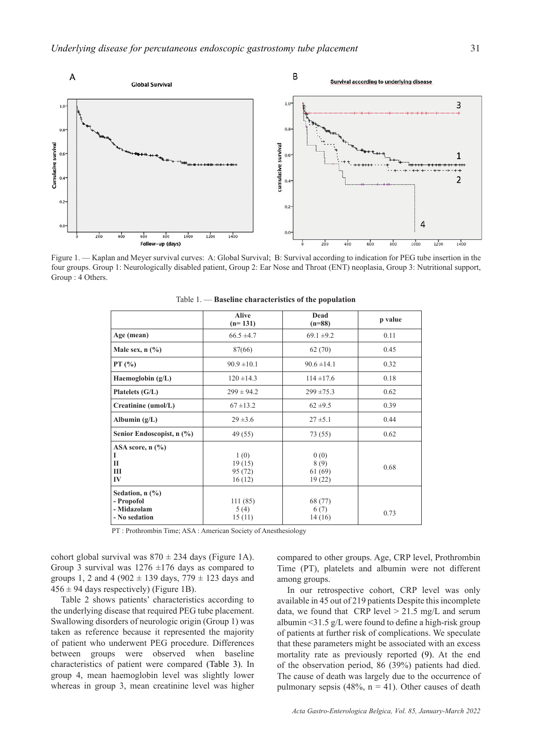Figure 1. — Kaplan and Meyer survival curves: A: Global Survival; B: Survival according to indication for PEG tube insertion in the four groups. Group 1: Neurologically disabled patient, Group 2: Ear Nose and Throat (ENT) neoplasia, Group 3: Nutritional support, Group : 4 Others.

Table 1. — **Baseline characteristics of the population**

| | Alive (n= 131) | Dead (n=88) | p value |
|---|---|---|---|
| **Age (mean)** | 66.5 ±4.7 | 69.1 ±9.2 | 0.11 |
| **Male sex, n (%)** | 87(66) | 62 (70) | 0.45 |
| **PT (%)** | 90.9 ±10.1 | 90.6 ±14.1 | 0.32 |
| **Haemoglobin (g/L)** | 120 ±14.3 | 114 ±17.6 | 0.18 |
| **Platelets (G/L)** | 299 ± 94.2 | 299 ±75.3 | 0.62 |
| **Creatinine (umol/L)** | 67 ±13.2 | 62 ±9.5 | 0.39 |
| **Albumin (g/L)** | 29 ±3.6 | 27 ±5.1 | 0.44 |
| **Senior Endoscopist, n (%)** | 49 (55) | 73 (55) | 0.62 |
| **ASA score, n (%)** | | | 0.68 |
| **I** | 1 (0) | 0 (0) | |
| **II** | 19 (15) | 8 (9) | |
| **III** | 95 (72) | 61 (69) | |
| **IV** | 16 (12) | 19 (22) | |
| **Sedation, n (%)** | | | 0.73 |
| **- Propofol** | 111 (85) | 68 (77) | |
| **- Midazolam** | 5 (4) | 6 (7) | |
| **- No sedation** | 15 (11) | 14 (16) | |

PT : Prothrombin Time; ASA : American Society of Anesthesiology

cohort global survival was 870 ± 234 days (Figure 1A). Group 3 survival was 1276 ±176 days as compared to groups 1, 2 and 4 (902 ± 139 days, 779 ± 123 days and 456 ± 94 days respectively) (Figure 1B).

Table 2 shows patients' characteristics according to the underlying disease that required PEG tube placement. Swallowing disorders of neurologic origin (Group 1) was taken as reference because it represented the majority of patient who underwent PEG procedure. Differences between groups were observed when baseline characteristics of patient were compared (Table 3). In group 4, mean haemoglobin level was slightly lower whereas in group 3, mean creatinine level was higher compared to other groups. Age, CRP level, Prothrombin Time (PT), platelets and albumin were not different among groups.

In our retrospective cohort, CRP level was only available in 45 out of 219 patients Despite this incomplete data, we found that CRP level > 21.5 mg/L and serum albumin <31.5 g/L were found to define a high-risk group of patients at further risk of complications. We speculate that these parameters might be associated with an excess mortality rate as previously reported (9). At the end of the observation period, 86 (39%) patients had died. The cause of death was largely due to the occurrence of pulmonary sepsis (48%, n = 41). Other causes of death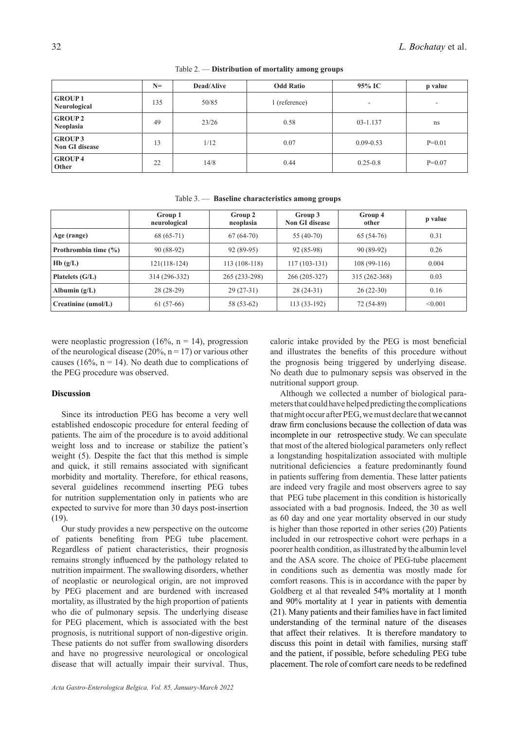Table 2. — **Distribution of mortality among groups**

| | N= | Dead/Alive | Odd Ratio | 95% IC | p value |
|---|---|---|---|---|---|
| **GROUP 1 Neurological** | 135 | 50/85 | 1 (reference) | - | - |
| **GROUP 2 Neoplasia** | 49 | 23/26 | 0.58 | 03-1.137 | ns |
| **GROUP 3 Non GI disease** | 13 | 1/12 | 0.07 | 0.09-0.53 | P=0.01 |
| **GROUP 4 Other** | 22 | 14/8 | 0.44 | 0.25-0.8 | P=0.07 |

Table 3. — **Baseline characteristics among groups**

| | Group 1 neurological | Group 2 neoplasia | Group 3 Non GI disease | Group 4 other | p value |
|---|---|---|---|---|---|
| **Age (range)** | 68 (65-71) | 67 (64-70) | 55 (40-70) | 65 (54-76) | 0.31 |
| **Prothrombin time (%)** | 90 (88-92) | 92 (89-95) | 92 (85-98) | 90 (89-92) | 0.26 |
| **Hb (g/L)** | 121(118-124) | 113 (108-118) | 117 (103-131) | 108 (99-116) | 0.004 |
| **Platelets (G/L)** | 314 (296-332) | 265 (233-298) | 266 (205-327) | 315 (262-368) | 0.03 |
| **Albumin (g/L)** | 28 (28-29) | 29 (27-31) | 28 (24-31) | 26 (22-30) | 0.16 |
| **Creatinine (umol/L)** | 61 (57-66) | 58 (53-62) | 113 (33-192) | 72 (54-89) | <0.001 |

were neoplastic progression (16%, n = 14), progression of the neurological disease (20%, n = 17) or various other causes (16%, n = 14). No death due to complications of the PEG procedure was observed.

## Discussion

Since its introduction PEG has become a very well established endoscopic procedure for enteral feeding of patients. The aim of the procedure is to avoid additional weight loss and to increase or stabilize the patient's weight (5). Despite the fact that this method is simple and quick, it still remains associated with significant morbidity and mortality. Therefore, for ethical reasons, several guidelines recommend inserting PEG tubes for nutrition supplementation only in patients who are expected to survive for more than 30 days post-insertion (19).

Our study provides a new perspective on the outcome of patients benefiting from PEG tube placement. Regardless of patient characteristics, their prognosis remains strongly influenced by the pathology related to nutrition impairment. The swallowing disorders, whether of neoplastic or neurological origin, are not improved by PEG placement and are burdened with increased mortality, as illustrated by the high proportion of patients who die of pulmonary sepsis. The underlying disease for PEG placement, which is associated with the best prognosis, is nutritional support of non-digestive origin. These patients do not suffer from swallowing disorders and have no progressive neurological or oncological disease that will actually impair their survival. Thus, caloric intake provided by the PEG is most beneficial and illustrates the benefits of this procedure without the prognosis being triggered by underlying disease. No death due to pulmonary sepsis was observed in the nutritional support group.

Although we collected a number of biological parameters that could have helped predicting the complications that might occur after PEG, we must declare that we cannot draw firm conclusions because the collection of data was incomplete in our retrospective study. We can speculate that most of the altered biological parameters only reflect a longstanding hospitalization associated with multiple nutritional deficiencies a feature predominantly found in patients suffering from dementia. These latter patients are indeed very fragile and most observers agree to say that PEG tube placement in this condition is historically associated with a bad prognosis. Indeed, the 30 as well as 60 day and one year mortality observed in our study is higher than those reported in other series (20) Patients included in our retrospective cohort were perhaps in a poorer health condition, as illustrated by the albumin level and the ASA score. The choice of PEG-tube placement in conditions such as dementia was mostly made for comfort reasons. This is in accordance with the paper by Goldberg et al that revealed 54% mortality at 1 month and 90% mortality at 1 year in patients with dementia (21). Many patients and their families have in fact limited understanding of the terminal nature of the diseases that affect their relatives. It is therefore mandatory to discuss this point in detail with families, nursing staff and the patient, if possible, before scheduling PEG tube placement. The role of comfort care needs to be redefined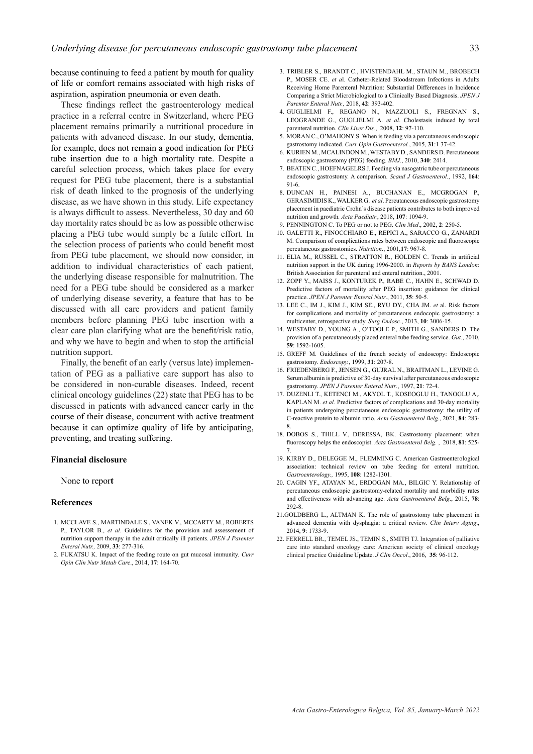because continuing to feed a patient by mouth for quality of life or comfort remains associated with high risks of aspiration, aspiration pneumonia or even death.

These findings reflect the gastroenterology medical practice in a referral centre in Switzerland, where PEG placement remains primarily a nutritional procedure in patients with advanced disease. In our study, dementia, for example, does not remain a good indication for PEG tube insertion due to a high mortality rate. Despite a careful selection process, which takes place for every request for PEG tube placement, there is a substantial risk of death linked to the prognosis of the underlying disease, as we have shown in this study. Life expectancy is always difficult to assess. Nevertheless, 30 day and 60 day mortality rates should be as low as possible otherwise placing a PEG tube would simply be a futile effort. In the selection process of patients who could benefit most from PEG tube placement, we should now consider, in addition to individual characteristics of each patient, the underlying disease responsible for malnutrition. The need for a PEG tube should be considered as a marker of underlying disease severity, a feature that has to be discussed with all care providers and patient family members before planning PEG tube insertion with a clear care plan clarifying what are the benefit/risk ratio, and why we have to begin and when to stop the artificial nutrition support.

Finally, the benefit of an early (versus late) implementation of PEG as a palliative care support has also to be considered in non-curable diseases. Indeed, recent clinical oncology guidelines (22) state that PEG has to be discussed in patients with advanced cancer early in the course of their disease, concurrent with active treatment because it can optimize quality of life by anticipating, preventing, and treating suffering.

## Financial disclosure

None to report

## References

1. MCCLAVE S., MARTINDALE S., VANEK V., MCCARTY M., ROBERTS P., TAYLOR B., *et al*. Guidelines for the provision and assessement of nutrition support therapy in the adult critically ill patients. *JPEN J Parenter Enteral Nutr.,* 2009, **33**: 277-316.
2. FUKATSU K. Impact of the feeding route on gut mucosal immunity. *Curr Opin Clin Nutr Metab Care*., 2014, **17**: 164-70.
3. TRIBLER S., BRANDT C., HVISTENDAHL M., STAUN M., BROBECH P., MOSER CE. *et a*l. Catheter-Related Bloodstream Infections in Adults Receiving Home Parenteral Nutrition: Substantial Differences in Incidence Comparing a Strict Microbiological to a Clinically Based Diagnosis. *JPEN J Parenter Enteral Nutr.,* 2018, **42**: 393-402.
4. GUGLIELMI F., REGANO N., MAZZUOLI S., FREGNAN S., LEOGRANDE G., GUGLIELMI A. *et al*. Cholestasis induced by total parenteral nutrition. *Clin Liver Dis.*, 2008, **12**: 97-110.
5. MORAN C., O'MAHONY S. When is feeding via a percutaneous endoscopic gastrostomy indicated. *Curr Opin Gastroenterol.*, 2015, **31**:1 37-42.
6. KURIEN M., MCALINDON M., WESTABY D., SANDERS D. Percutaneous endoscopic gastrostomy (PEG) feeding. *BMJ.*, 2010, **340**: 2414.
7. BEATEN C., HOEFNAGELRS J. Feeding via nasogatric tube or percutaneous endoscopic gastrostomy. A comparison. *Scand J Gastroenterol*., 1992, **164**: 91-6.
8. DUNCAN H., PAINESI A., BUCHANAN E., MCGROGAN P., GERASIMIDIS K., WALKER G. *et al*. Percutaneous endoscopic gastrostomy placement in paediatric Crohn's disease patients contributes to both improved nutrition and growth. *Acta Paediatr.*, 2018, **107**: 1094-9.
9. PENNINGTON C. To PEG or not to PEG. *Clin Med*., 2002, **2**: 250-5.
10. GALETTI R., FINOCCHIARO E., REPICI A., SARACCO G., ZANARDI M. Comparison of complications rates between endoscopic and fluoroscopic percutaneous gastrostomies. *Nutrition*., 2001,**17**: 967-8.
11. ELIA M., RUSSEL C., STRATTON R., HOLDEN C. Trends in artificial nutrition support in the UK during 1996-2000. in *Reports by BANS London*: British Association for parenteral and enteral nutrition., 2001.
12. ZOPF Y., MAISS J., KONTUREK P., RABE C., HAHN E., SCHWAD D. Predictive factors of mortality after PEG insertion: guidance for clinical practice. *JPEN J Parenter Enteral Nutr*., 2011, **35**: 50-5.
13. LEE C., IM J., KIM J., KIM SE., RYU DY., CHA JM. *et a*l. Risk factors for complications and mortality of percutaneous endocopic gastrostomy: a multicenter, retrospective study. *Surg Endosc.*, 2013, **10**: 3006-15.
14. WESTABY D., YOUNG A., O'TOOLE P., SMITH G., SANDERS D. The provision of a percutaneously placed enteral tube feeding service. *Gut.*, 2010, **59**: 1592-1605.
15. GREFF M. Guidelines of the french society of endoscopy: Endoscopic gastrostomy. *Endoscopy.*, 1999, **31**: 207-8.
16. FRIEDENBERG F., JENSEN G., GUJRAL N., BRAITMAN L., LEVINE G. Serum albumin is predictive of 30-day survival after percutaneous endoscopic gastrostomy. *JPEN J Parenter Enteral Nutr*., 1997, **21**: 72-4.
17. DUZENLI T., KETENCI M., AKYOL T., KOSEOGLU H., TANOGLU A,. KAPLAN M. *et al*. Predictive factors of complications and 30-day mortality in patients undergoing percutaneous endoscopic gastrostomy: the utility of C-reactive protein to albumin ratio. *Acta Gastroenterol Belg*., 2021, **84**: 283-8.
18. DOBOS S., THILL V., DERESSA, BK. Gastrostomy placement: when fluoroscopy helps the endoscopist. *Acta Gastroenterol Belg.* , 2018, **81**: 525-7.
19. KIRBY D., DELEGGE M., FLEMMING C. American Gastroenterological association: technical review on tube feeding for enteral nutrition. *Gastroenterology.,* 1995, **108**: 1282-1301.
20. CAGIN YF., ATAYAN M., ERDOGAN MA., BILGIC Y. Relationship of percutaneous endoscopic gastrostomy-related mortality and morbidity rates and effectiveness with advancing age. *Acta Gastroenterol Belg*., 2015, **78**: 292-8.
21. GOLDBERG L., ALTMAN K. The role of gastrostomy tube placement in advanced dementia with dysphagia: a critical review. *Clin Interv Aging*., 2014, **9**: 1733-9.
22. FERRELL BR., TEMEL JS., TEMIN S., SMITH TJ. Integration of palliative care into standard oncology care: American society of clinical oncology clinical practice Guideline Update. *J Clin Oncol*., 2016, **35**: 96-112.